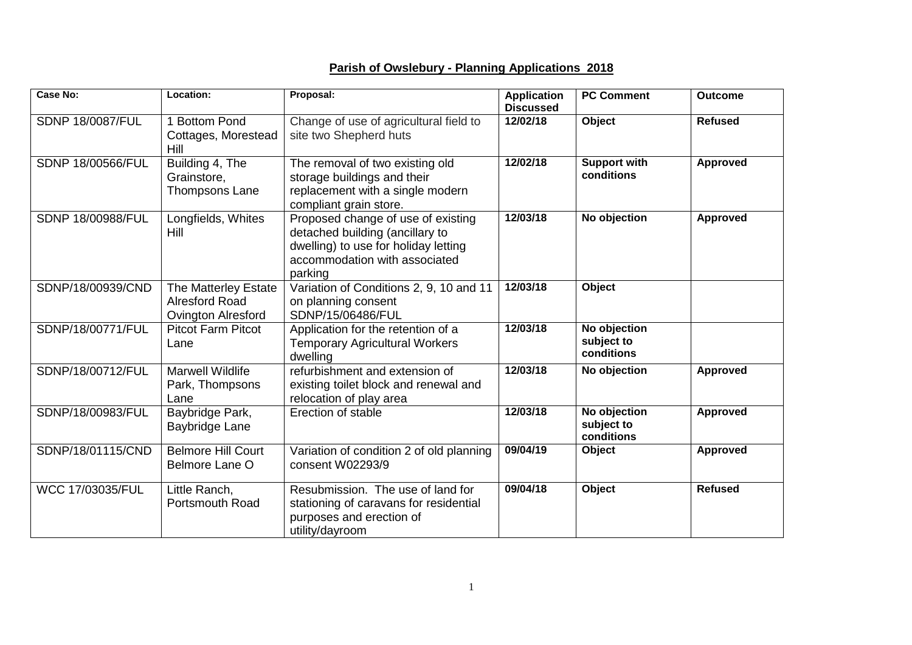# **Parish of Owslebury - Planning Applications 2018**

| Case No: | Location: | Proposal: | Application Discussed | PC Comment | Outcome |
|---|---|---|---|---|---|
| SDNP 18/0087/FUL | 1 Bottom Pond Cottages, Morestead Hill | Change of use of agricultural field to site two Shepherd huts | **12/02/18** | **Object** | **Refused** |
| SDNP 18/00566/FUL | Building 4, The Grainstore, Thompsons Lane | The removal of two existing old storage buildings and their replacement with a single modern compliant grain store. | **12/02/18** | **Support with conditions** | **Approved** |
| SDNP 18/00988/FUL | Longfields, Whites Hill | Proposed change of use of existing detached building (ancillary to dwelling) to use for holiday letting accommodation with associated parking | **12/03/18** | **No objection** | **Approved** |
| SDNP/18/00939/CND | The Matterley Estate Alresford Road Ovington Alresford | Variation of Conditions 2, 9, 10 and 11 on planning consent SDNP/15/06486/FUL | **12/03/18** | **Object** | |
| SDNP/18/00771/FUL | Pitcot Farm Pitcot Lane | Application for the retention of a Temporary Agricultural Workers dwelling | **12/03/18** | **No objection subject to conditions** | |
| SDNP/18/00712/FUL | Marwell Wildlife Park, Thompsons Lane | refurbishment and extension of existing toilet block and renewal and relocation of play area | **12/03/18** | **No objection** | **Approved** |
| SDNP/18/00983/FUL | Baybridge Park, Baybridge Lane | Erection of stable | **12/03/18** | **No objection subject to conditions** | **Approved** |
| SDNP/18/01115/CND | Belmore Hill Court Belmore Lane O | Variation of condition 2 of old planning consent W02293/9 | **09/04/19** | **Object** | **Approved** |
| WCC 17/03035/FUL | Little Ranch, Portsmouth Road | Resubmission. The use of land for stationing of caravans for residential purposes and erection of utility/dayroom | **09/04/18** | **Object** | **Refused** |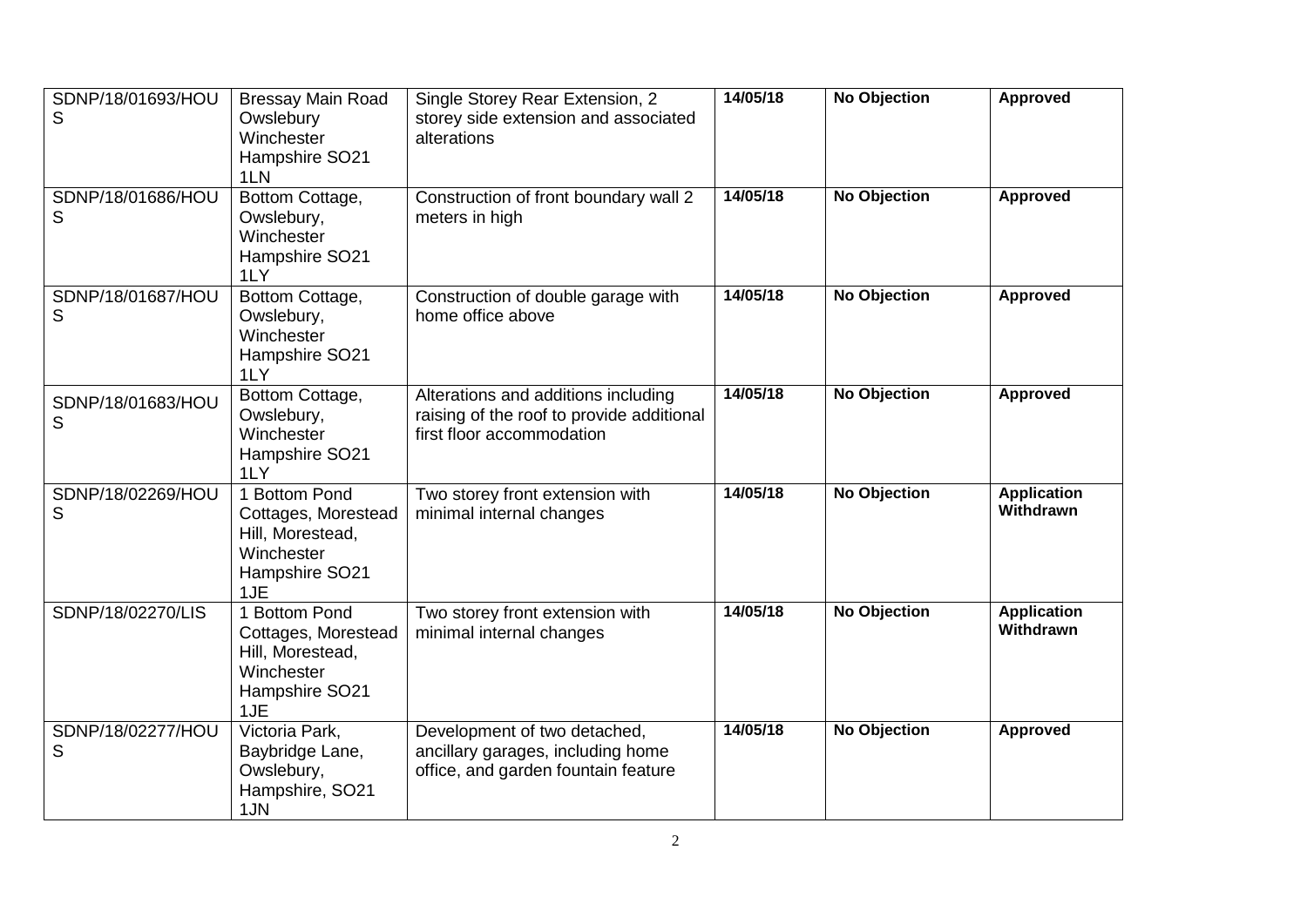| SDNP/18/01693/HOUS | Bressay Main Road Owslebury Winchester Hampshire SO21 1LN | Single Storey Rear Extension, 2 storey side extension and associated alterations | **14/05/18** | **No Objection** | **Approved** |
|---|---|---|---|---|---|
| SDNP/18/01686/HOUS | Bottom Cottage, Owslebury, Winchester Hampshire SO21 1LY | Construction of front boundary wall 2 meters in high | **14/05/18** | **No Objection** | **Approved** |
| SDNP/18/01687/HOUS | Bottom Cottage, Owslebury, Winchester Hampshire SO21 1LY | Construction of double garage with home office above | **14/05/18** | **No Objection** | **Approved** |
| SDNP/18/01683/HOUS | Bottom Cottage, Owslebury, Winchester Hampshire SO21 1LY | Alterations and additions including raising of the roof to provide additional first floor accommodation | **14/05/18** | **No Objection** | **Approved** |
| SDNP/18/02269/HOUS | 1 Bottom Pond Cottages, Morestead Hill, Morestead, Winchester Hampshire SO21 1JE | Two storey front extension with minimal internal changes | **14/05/18** | **No Objection** | **Application Withdrawn** |
| SDNP/18/02270/LIS | 1 Bottom Pond Cottages, Morestead Hill, Morestead, Winchester Hampshire SO21 1JE | Two storey front extension with minimal internal changes | **14/05/18** | **No Objection** | **Application Withdrawn** |
| SDNP/18/02277/HOUS | Victoria Park, Baybridge Lane, Owslebury, Hampshire, SO21 1JN | Development of two detached, ancillary garages, including home office, and garden fountain feature | **14/05/18** | **No Objection** | **Approved** |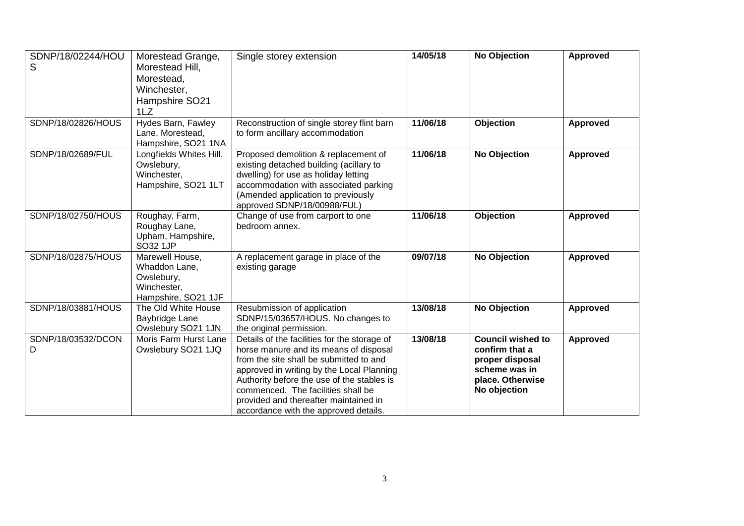| SDNP/18/02244/HOUS | Morestead Grange, Morestead Hill, Morestead, Winchester, Hampshire SO21 1LZ | Single storey extension | **14/05/18** | **No Objection** | **Approved** |
|---|---|---|---|---|---|
| SDNP/18/02826/HOUS | Hydes Barn, Fawley Lane, Morestead, Hampshire, SO21 1NA | Reconstruction of single storey flint barn to form ancillary accommodation | **11/06/18** | **Objection** | **Approved** |
| SDNP/18/02689/FUL | Longfields Whites Hill, Owslebury, Winchester, Hampshire, SO21 1LT | Proposed demolition & replacement of existing detached building (acillary to dwelling) for use as holiday letting accommodation with associated parking (Amended application to previously approved SDNP/18/00988/FUL) | **11/06/18** | **No Objection** | **Approved** |
| SDNP/18/02750/HOUS | Roughay, Farm, Roughay Lane, Upham, Hampshire, SO32 1JP | Change of use from carport to one bedroom annex. | **11/06/18** | **Objection** | **Approved** |
| SDNP/18/02875/HOUS | Marewell House, Whaddon Lane, Owslebury, Winchester, Hampshire, SO21 1JF | A replacement garage in place of the existing garage | **09/07/18** | **No Objection** | **Approved** |
| SDNP/18/03881/HOUS | The Old White House Baybridge Lane Owslebury SO21 1JN | Resubmission of application SDNP/15/03657/HOUS. No changes to the original permission. | **13/08/18** | **No Objection** | **Approved** |
| SDNP/18/03532/DCOND | Moris Farm Hurst Lane Owslebury SO21 1JQ | Details of the facilities for the storage of horse manure and its means of disposal from the site shall be submitted to and approved in writing by the Local Planning Authority before the use of the stables is commenced. The facilities shall be provided and thereafter maintained in accordance with the approved details. | **13/08/18** | **Council wished to confirm that a proper disposal scheme was in place. Otherwise No objection** | **Approved** |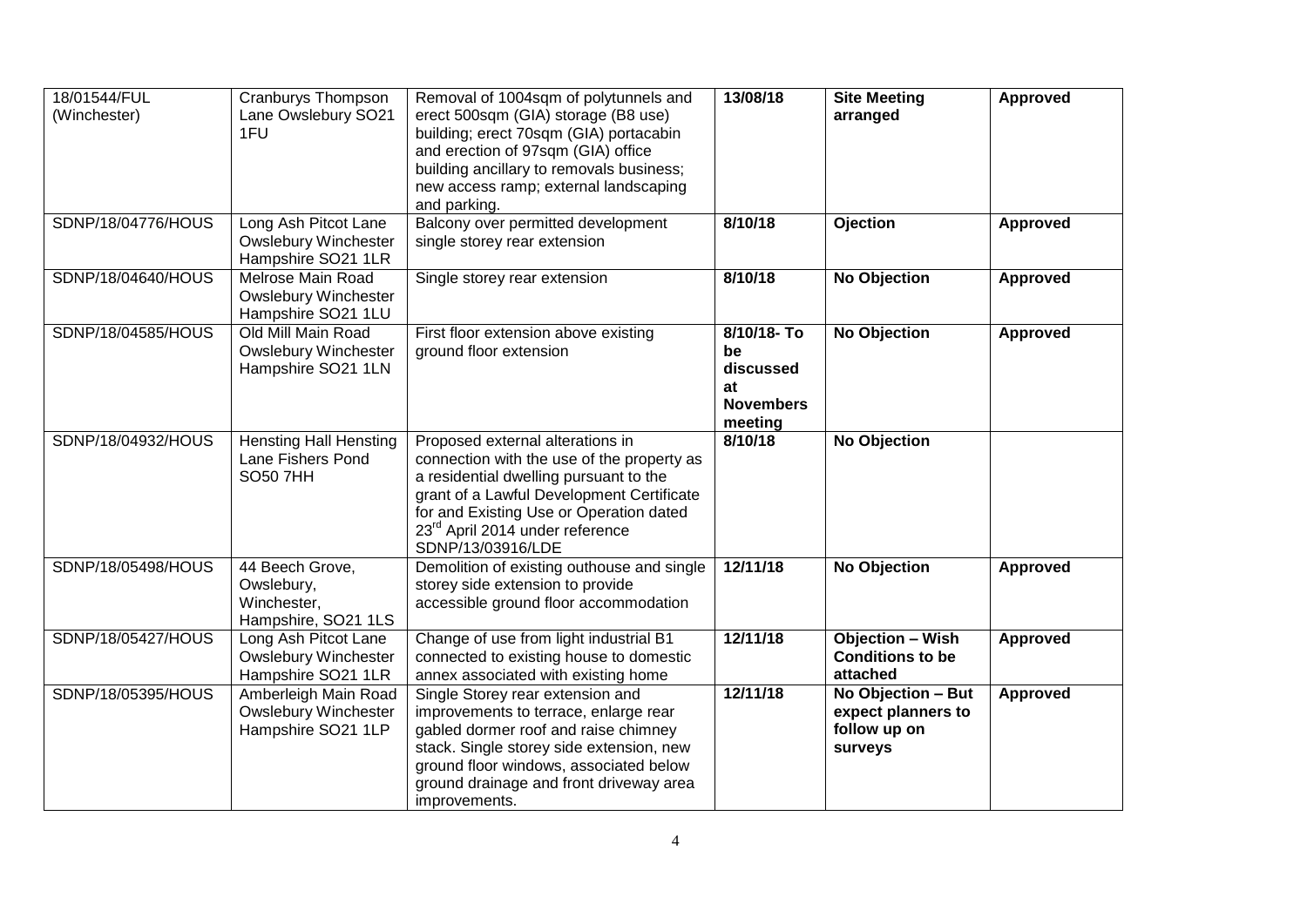| 18/01544/FUL (Winchester) | Cranburys Thompson Lane Owslebury SO21 1FU | Removal of 1004sqm of polytunnels and erect 500sqm (GIA) storage (B8 use) building; erect 70sqm (GIA) portacabin and erection of 97sqm (GIA) office building ancillary to removals business; new access ramp; external landscaping and parking. | **13/08/18** | **Site Meeting arranged** | **Approved** |
|---|---|---|---|---|---|
| SDNP/18/04776/HOUS | Long Ash Pitcot Lane Owslebury Winchester Hampshire SO21 1LR | Balcony over permitted development single storey rear extension | **8/10/18** | **Ojection** | **Approved** |
| SDNP/18/04640/HOUS | Melrose Main Road Owslebury Winchester Hampshire SO21 1LU | Single storey rear extension | **8/10/18** | **No Objection** | **Approved** |
| SDNP/18/04585/HOUS | Old Mill Main Road Owslebury Winchester Hampshire SO21 1LN | First floor extension above existing ground floor extension | **8/10/18- To be discussed at Novembers meeting** | **No Objection** | **Approved** |
| SDNP/18/04932/HOUS | Hensting Hall Hensting Lane Fishers Pond SO50 7HH | Proposed external alterations in connection with the use of the property as a residential dwelling pursuant to the grant of a Lawful Development Certificate for and Existing Use or Operation dated 23rd April 2014 under reference SDNP/13/03916/LDE | **8/10/18** | **No Objection** | |
| SDNP/18/05498/HOUS | 44 Beech Grove, Owslebury, Winchester, Hampshire, SO21 1LS | Demolition of existing outhouse and single storey side extension to provide accessible ground floor accommodation | **12/11/18** | **No Objection** | **Approved** |
| SDNP/18/05427/HOUS | Long Ash Pitcot Lane Owslebury Winchester Hampshire SO21 1LR | Change of use from light industrial B1 connected to existing house to domestic annex associated with existing home | **12/11/18** | **Objection – Wish Conditions to be attached** | **Approved** |
| SDNP/18/05395/HOUS | Amberleigh Main Road Owslebury Winchester Hampshire SO21 1LP | Single Storey rear extension and improvements to terrace, enlarge rear gabled dormer roof and raise chimney stack. Single storey side extension, new ground floor windows, associated below ground drainage and front driveway area improvements. | **12/11/18** | **No Objection – But expect planners to follow up on surveys** | **Approved** |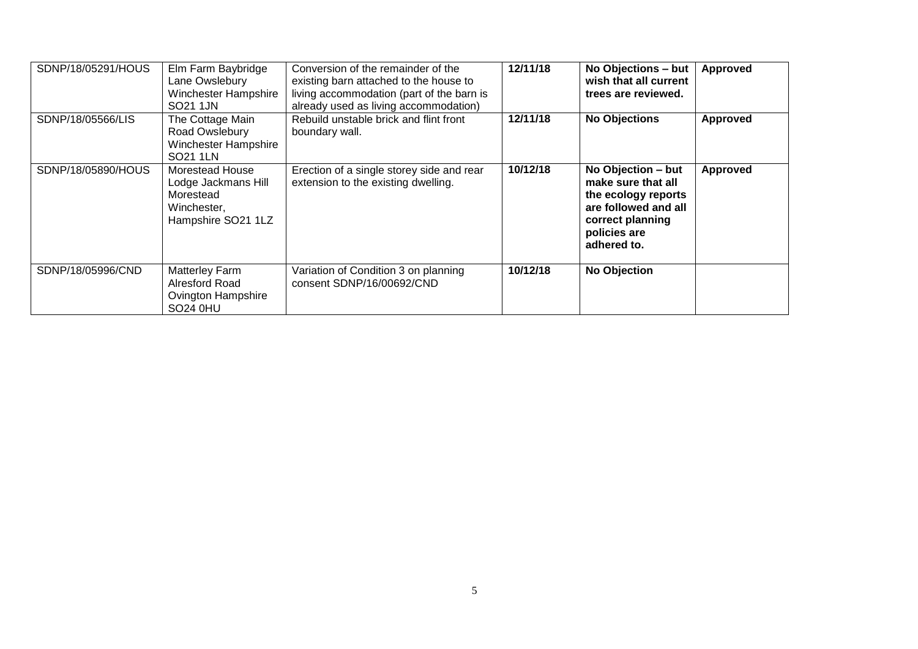| SDNP/18/05291/HOUS | Elm Farm Baybridge Lane Owslebury Winchester Hampshire SO21 1JN | Conversion of the remainder of the existing barn attached to the house to living accommodation (part of the barn is already used as living accommodation) | **12/11/18** | **No Objections – but wish that all current trees are reviewed.** | **Approved** |
|---|---|---|---|---|---|
| SDNP/18/05566/LIS | The Cottage Main Road Owslebury Winchester Hampshire SO21 1LN | Rebuild unstable brick and flint front boundary wall. | **12/11/18** | **No Objections** | **Approved** |
| SDNP/18/05890/HOUS | Morestead House Lodge Jackmans Hill Morestead Winchester, Hampshire SO21 1LZ | Erection of a single storey side and rear extension to the existing dwelling. | **10/12/18** | **No Objection – but make sure that all the ecology reports are followed and all correct planning policies are adhered to.** | **Approved** |
| SDNP/18/05996/CND | Matterley Farm Alresford Road Ovington Hampshire SO24 0HU | Variation of Condition 3 on planning consent SDNP/16/00692/CND | **10/12/18** | **No Objection** | |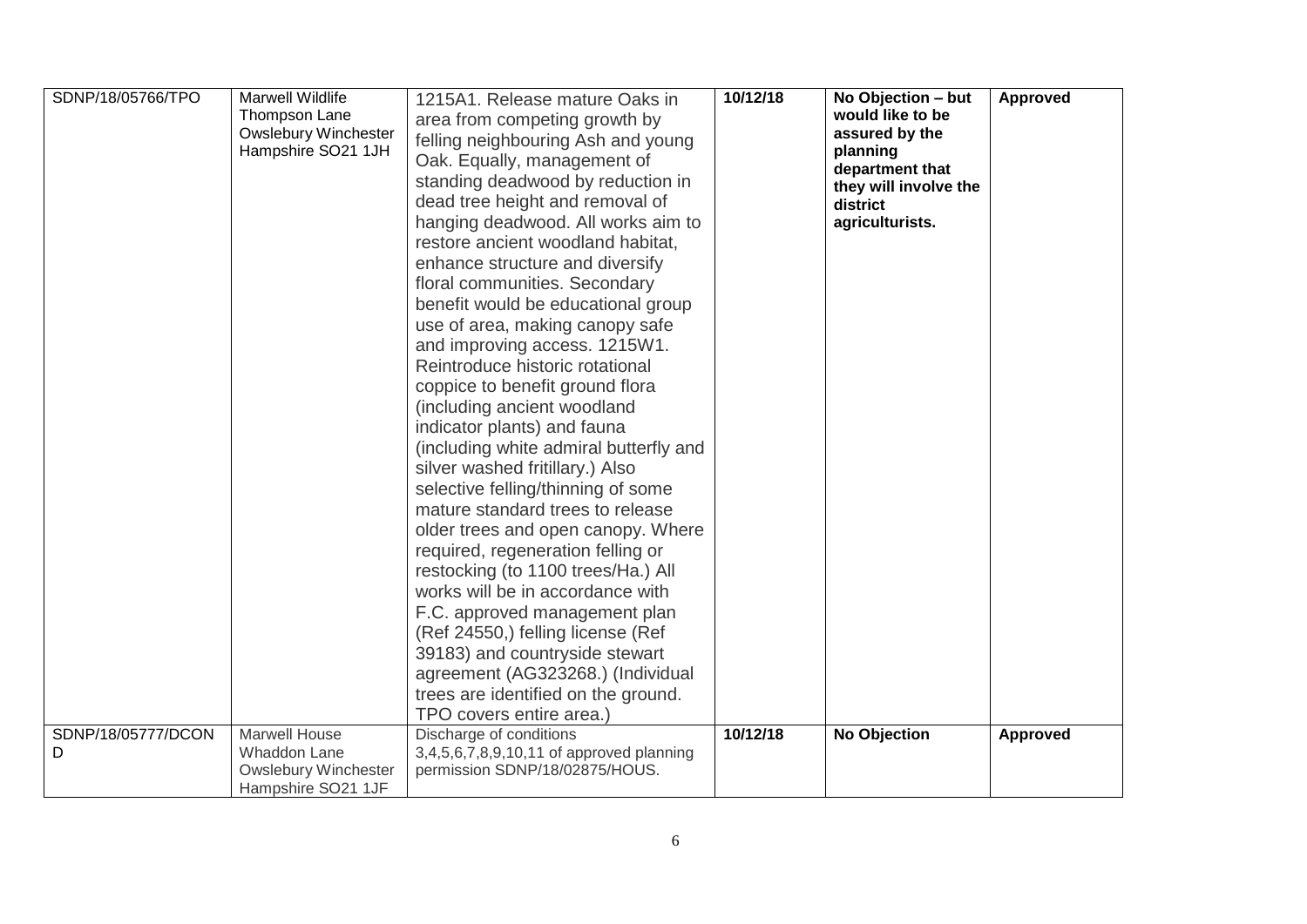| | | | | | |
|---|---|---|---|---|---|
| SDNP/18/05766/TPO | Marwell Wildlife Thompson Lane Owslebury Winchester Hampshire SO21 1JH | 1215A1. Release mature Oaks in area from competing growth by felling neighbouring Ash and young Oak. Equally, management of standing deadwood by reduction in dead tree height and removal of hanging deadwood. All works aim to restore ancient woodland habitat, enhance structure and diversify floral communities. Secondary benefit would be educational group use of area, making canopy safe and improving access. 1215W1. Reintroduce historic rotational coppice to benefit ground flora (including ancient woodland indicator plants) and fauna (including white admiral butterfly and silver washed fritillary.) Also selective felling/thinning of some mature standard trees to release older trees and open canopy. Where required, regeneration felling or restocking (to 1100 trees/Ha.) All works will be in accordance with F.C. approved management plan (Ref 24550,) felling license (Ref 39183) and countryside stewart agreement (AG323268.) (Individual trees are identified on the ground. TPO covers entire area.) | **10/12/18** | **No Objection – but would like to be assured by the planning department that they will involve the district agriculturists.** | **Approved** |
| SDNP/18/05777/DCOND | Marwell House Whaddon Lane Owslebury Winchester Hampshire SO21 1JF | Discharge of conditions 3,4,5,6,7,8,9,10,11 of approved planning permission SDNP/18/02875/HOUS. | **10/12/18** | **No Objection** | **Approved** |